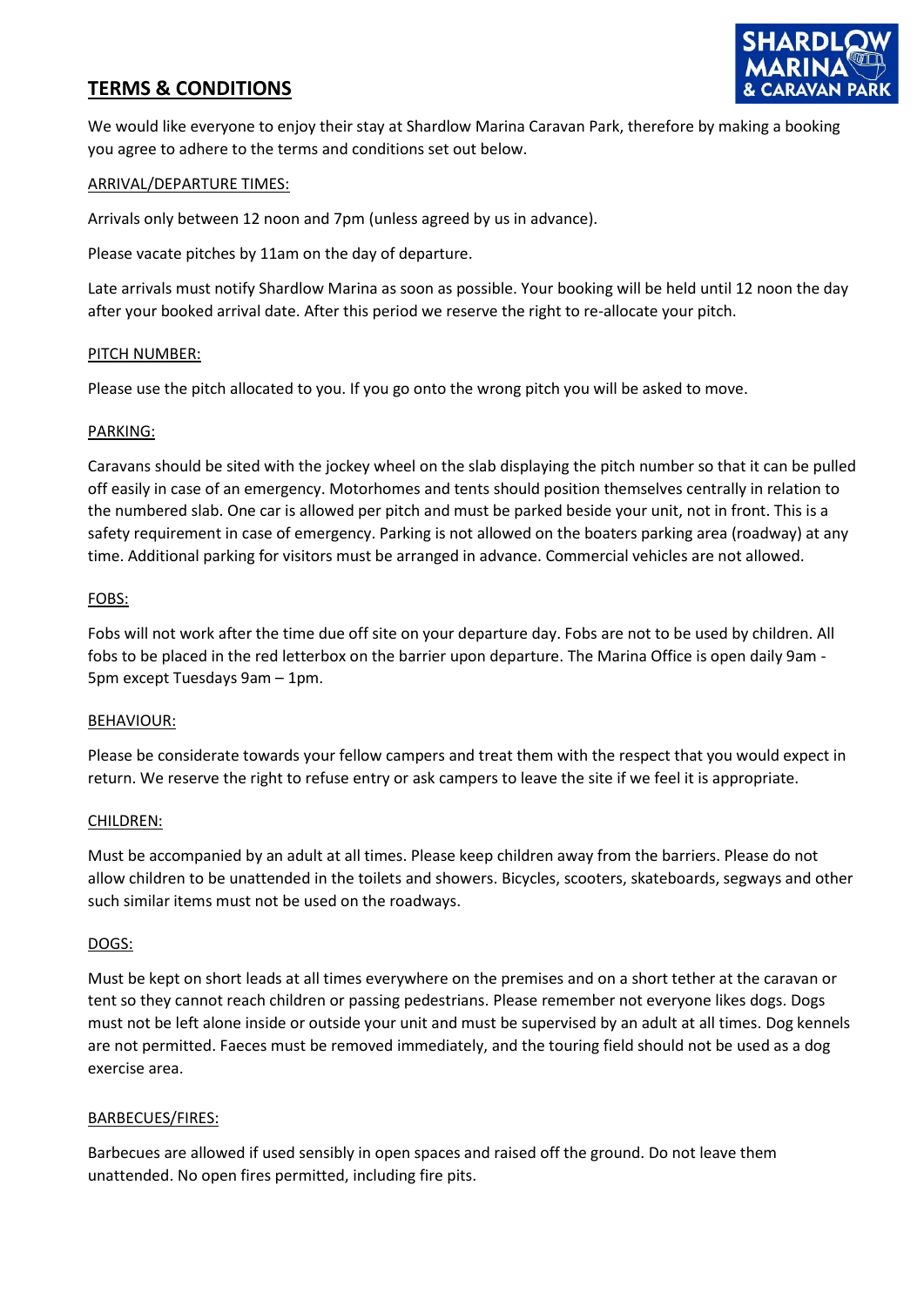# TERMS & CONDITIONS

We would like everyone to enjoy their stay at Shardlow Marina Caravan Park, therefore by making a booking you agree to adhere to the terms and conditions set out below.

## ARRIVAL/DEPARTURE TIMES:

Arrivals only between 12 noon and 7pm (unless agreed by us in advance).

Please vacate pitches by 11am on the day of departure.

Late arrivals must notify Shardlow Marina as soon as possible. Your booking will be held until 12 noon the day after your booked arrival date. After this period we reserve the right to re-allocate your pitch.

## PITCH NUMBER:

Please use the pitch allocated to you. If you go onto the wrong pitch you will be asked to move.

## PARKING:

Caravans should be sited with the jockey wheel on the slab displaying the pitch number so that it can be pulled off easily in case of an emergency. Motorhomes and tents should position themselves centrally in relation to the numbered slab. One car is allowed per pitch and must be parked beside your unit, not in front. This is a safety requirement in case of emergency. Parking is not allowed on the boaters parking area (roadway) at any time. Additional parking for visitors must be arranged in advance. Commercial vehicles are not allowed.

## FOBS:

Fobs will not work after the time due off site on your departure day. Fobs are not to be used by children. All fobs to be placed in the red letterbox on the barrier upon departure. The Marina Office is open daily 9am - 5pm except Tuesdays 9am – 1pm.

## BEHAVIOUR:

Please be considerate towards your fellow campers and treat them with the respect that you would expect in return. We reserve the right to refuse entry or ask campers to leave the site if we feel it is appropriate.

## CHILDREN:

Must be accompanied by an adult at all times. Please keep children away from the barriers. Please do not allow children to be unattended in the toilets and showers. Bicycles, scooters, skateboards, segways and other such similar items must not be used on the roadways.

## DOGS:

Must be kept on short leads at all times everywhere on the premises and on a short tether at the caravan or tent so they cannot reach children or passing pedestrians. Please remember not everyone likes dogs. Dogs must not be left alone inside or outside your unit and must be supervised by an adult at all times. Dog kennels are not permitted. Faeces must be removed immediately, and the touring field should not be used as a dog exercise area.

## BARBECUES/FIRES:

Barbecues are allowed if used sensibly in open spaces and raised off the ground. Do not leave them unattended. No open fires permitted, including fire pits.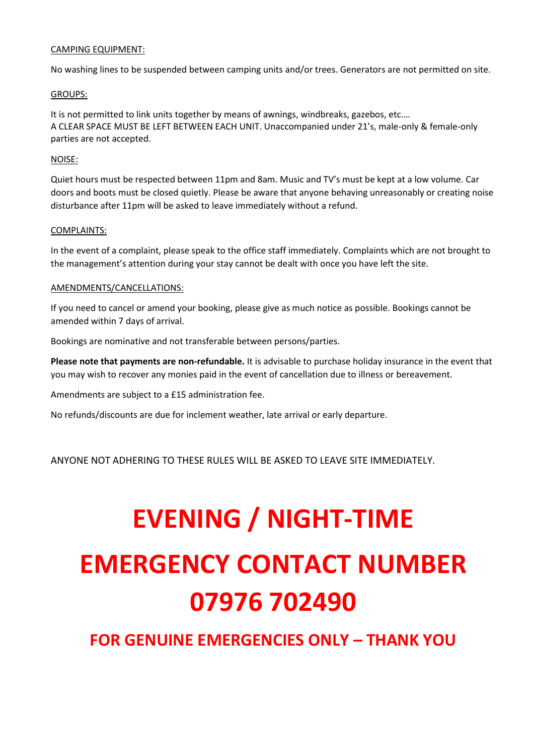CAMPING EQUIPMENT:

No washing lines to be suspended between camping units and/or trees. Generators are not permitted on site.

GROUPS:

It is not permitted to link units together by means of awnings, windbreaks, gazebos, etc.…
A CLEAR SPACE MUST BE LEFT BETWEEN EACH UNIT. Unaccompanied under 21's, male-only & female-only parties are not accepted.

NOISE:

Quiet hours must be respected between 11pm and 8am. Music and TV's must be kept at a low volume. Car doors and boots must be closed quietly. Please be aware that anyone behaving unreasonably or creating noise disturbance after 11pm will be asked to leave immediately without a refund.

COMPLAINTS:

In the event of a complaint, please speak to the office staff immediately. Complaints which are not brought to the management's attention during your stay cannot be dealt with once you have left the site.

AMENDMENTS/CANCELLATIONS:

If you need to cancel or amend your booking, please give as much notice as possible. Bookings cannot be amended within 7 days of arrival.

Bookings are nominative and not transferable between persons/parties.

**Please note that payments are non-refundable.** It is advisable to purchase holiday insurance in the event that you may wish to recover any monies paid in the event of cancellation due to illness or bereavement.

Amendments are subject to a £15 administration fee.

No refunds/discounts are due for inclement weather, late arrival or early departure.

ANYONE NOT ADHERING TO THESE RULES WILL BE ASKED TO LEAVE SITE IMMEDIATELY.

# EVENING / NIGHT-TIME

# EMERGENCY CONTACT NUMBER

# 07976 702490

## FOR GENUINE EMERGENCIES ONLY – THANK YOU